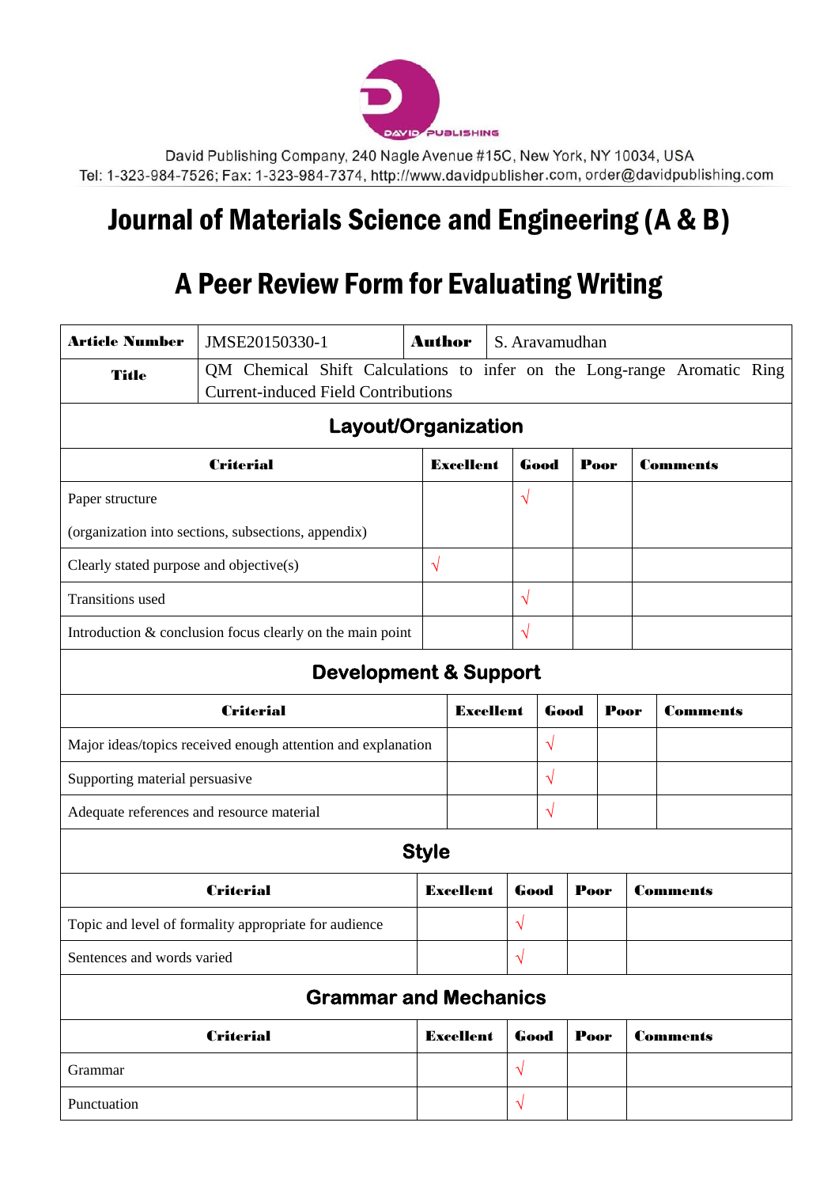DAVID PUBLISHING

David Publishing Company, 240 Nagle Avenue #15C, New York, NY 10034, USA
Tel: 1-323-984-7526; Fax: 1-323-984-7374, http://www.davidpublisher.com, order@davidpublishing.com

# Journal of Materials Science and Engineering (A & B)

# A Peer Review Form for Evaluating Writing

| **Article Number** | JMSE20150330-1 | **Author** | S. Aravamudhan |
|---|---|---|---|
| **Title** | QM Chemical Shift Calculations to infer on the Long-range Aromatic Ring Current-induced Field Contributions | | |

## Layout/Organization

| **Criterial** | **Excellent** | **Good** | **Poor** | **Comments** |
|---|---|---|---|---|
| Paper structure (organization into sections, subsections, appendix) | | √ | | |
| Clearly stated purpose and objective(s) | √ | | | |
| Transitions used | | √ | | |
| Introduction & conclusion focus clearly on the main point | | √ | | |

## Development & Support

| **Criterial** | **Excellent** | **Good** | **Poor** | **Comments** |
|---|---|---|---|---|
| Major ideas/topics received enough attention and explanation | | √ | | |
| Supporting material persuasive | | √ | | |
| Adequate references and resource material | | √ | | |

## Style

| **Criterial** | **Excellent** | **Good** | **Poor** | **Comments** |
|---|---|---|---|---|
| Topic and level of formality appropriate for audience | | √ | | |
| Sentences and words varied | | √ | | |

## Grammar and Mechanics

| **Criterial** | **Excellent** | **Good** | **Poor** | **Comments** |
|---|---|---|---|---|
| Grammar | | √ | | |
| Punctuation | | √ | | |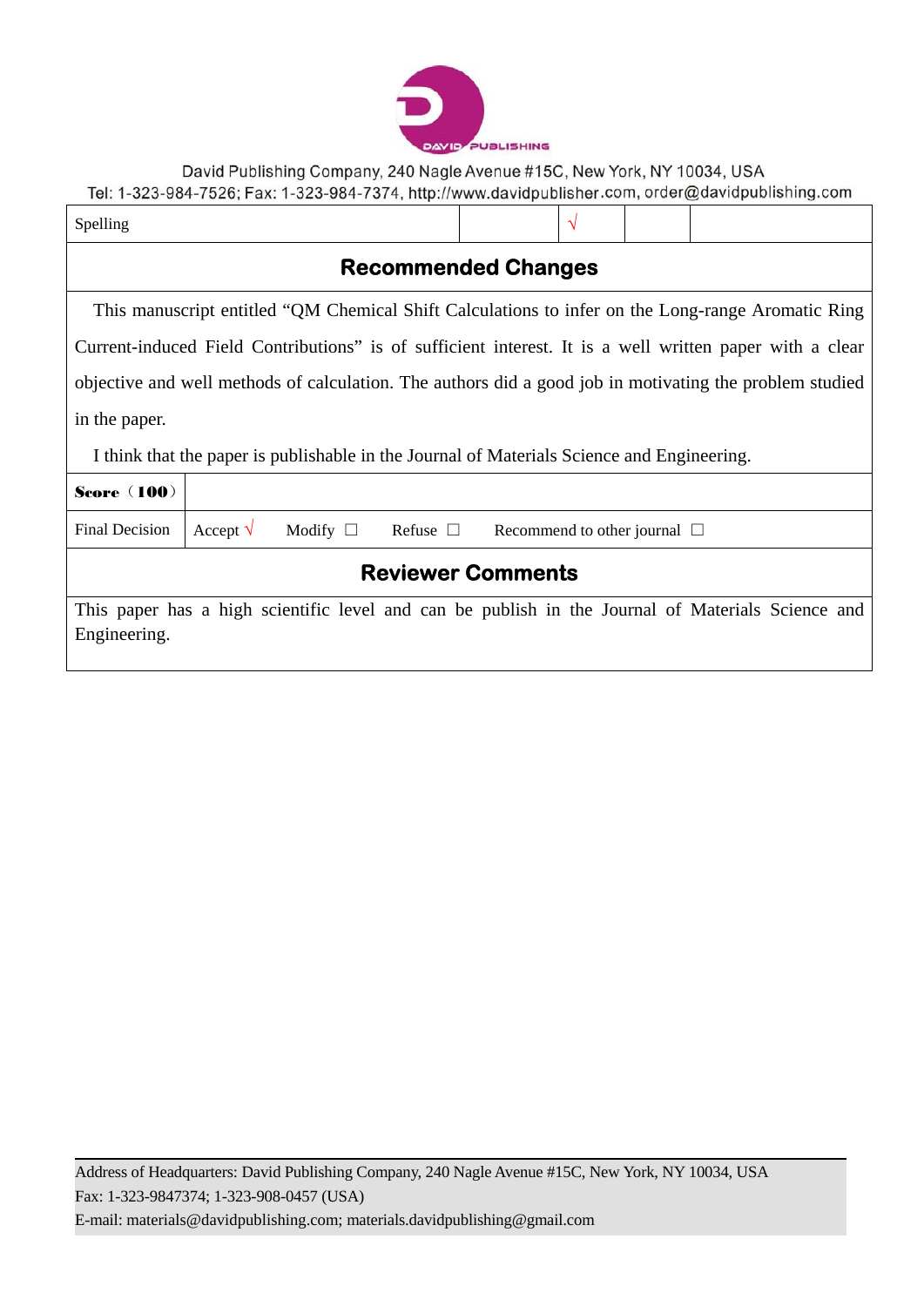David Publishing Company, 240 Nagle Avenue #15C, New York, NY 10034, USA
Tel: 1-323-984-7526; Fax: 1-323-984-7374, http://www.davidpublisher.com, order@davidpublishing.com

| | | | | |
|---|---|---|---|---|
| Spelling | | √ | | |

## Recommended Changes

This manuscript entitled "QM Chemical Shift Calculations to infer on the Long-range Aromatic Ring Current-induced Field Contributions" is of sufficient interest. It is a well written paper with a clear objective and well methods of calculation. The authors did a good job in motivating the problem studied in the paper.

I think that the paper is publishable in the Journal of Materials Science and Engineering.

| | |
|---|---|
| **Score（100）** | |
| Final Decision | Accept √ Modify ☐ Refuse ☐ Recommend to other journal ☐ |

## Reviewer Comments

This paper has a high scientific level and can be publish in the Journal of Materials Science and Engineering.

Address of Headquarters: David Publishing Company, 240 Nagle Avenue #15C, New York, NY 10034, USA
Fax: 1-323-9847374; 1-323-908-0457 (USA)
E-mail: materials@davidpublishing.com; materials.davidpublishing@gmail.com